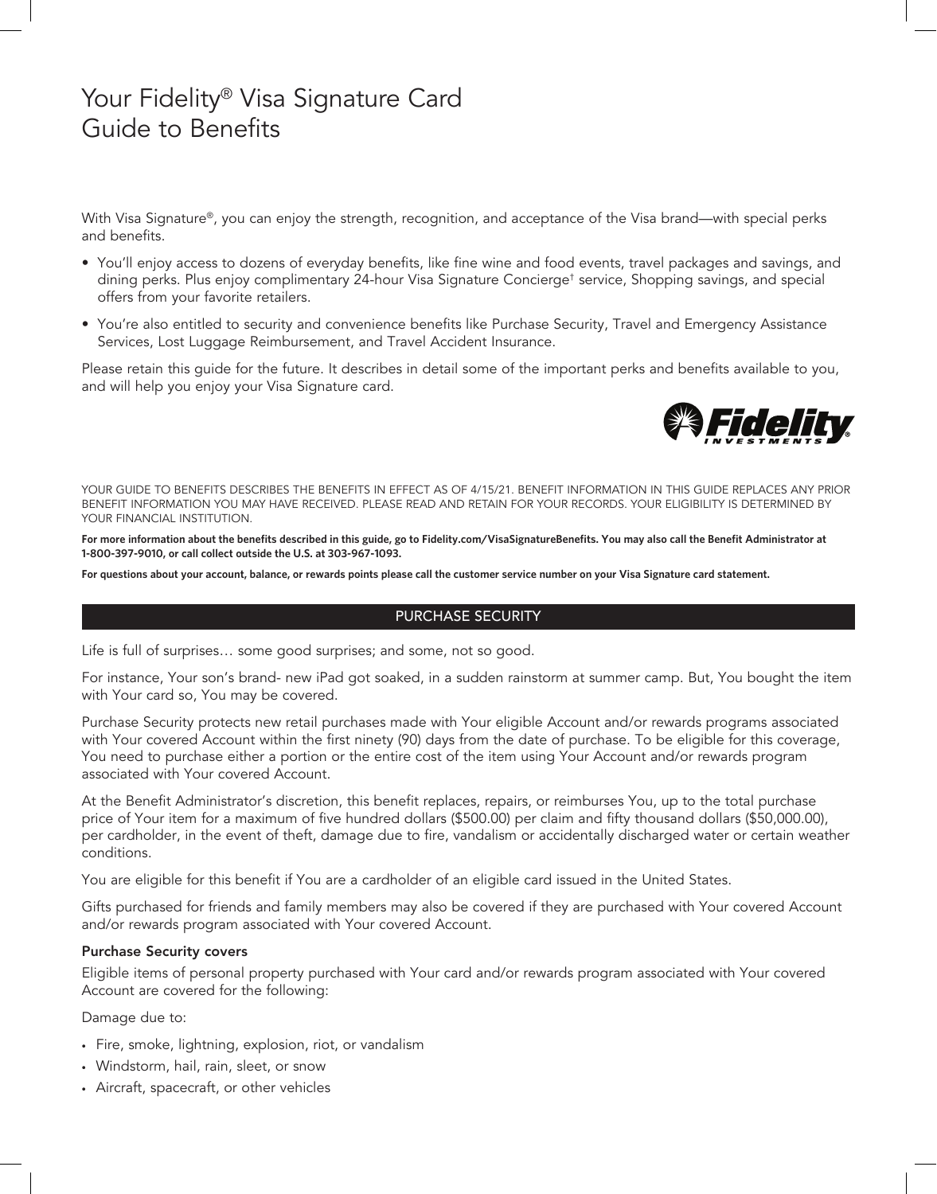# Your Fidelity® Visa Signature Card Guide to Benefits

With Visa Signature®, you can enjoy the strength, recognition, and acceptance of the Visa brand—with special perks and benefits.

- You'll enjoy access to dozens of everyday benefits, like fine wine and food events, travel packages and savings, and dining perks. Plus enjoy complimentary 24-hour Visa Signature Concierge† service, Shopping savings, and special offers from your favorite retailers.
- You're also entitled to security and convenience benefits like Purchase Security, Travel and Emergency Assistance Services, Lost Luggage Reimbursement, and Travel Accident Insurance.

Please retain this guide for the future. It describes in detail some of the important perks and benefits available to you, and will help you enjoy your Visa Signature card.

Fidelity INVESTMENTS

YOUR GUIDE TO BENEFITS DESCRIBES THE BENEFITS IN EFFECT AS OF 4/15/21. BENEFIT INFORMATION IN THIS GUIDE REPLACES ANY PRIOR BENEFIT INFORMATION YOU MAY HAVE RECEIVED. PLEASE READ AND RETAIN FOR YOUR RECORDS. YOUR ELIGIBILITY IS DETERMINED BY YOUR FINANCIAL INSTITUTION.

**For more information about the benefits described in this guide, go to Fidelity.com/VisaSignatureBenefits. You may also call the Benefit Administrator at 1-800-397-9010, or call collect outside the U.S. at 303-967-1093.**

**For questions about your account, balance, or rewards points please call the customer service number on your Visa Signature card statement.**

## PURCHASE SECURITY

Life is full of surprises… some good surprises; and some, not so good.

For instance, Your son's brand- new iPad got soaked, in a sudden rainstorm at summer camp. But, You bought the item with Your card so, You may be covered.

Purchase Security protects new retail purchases made with Your eligible Account and/or rewards programs associated with Your covered Account within the first ninety (90) days from the date of purchase. To be eligible for this coverage, You need to purchase either a portion or the entire cost of the item using Your Account and/or rewards program associated with Your covered Account.

At the Benefit Administrator's discretion, this benefit replaces, repairs, or reimburses You, up to the total purchase price of Your item for a maximum of five hundred dollars ($500.00) per claim and fifty thousand dollars ($50,000.00), per cardholder, in the event of theft, damage due to fire, vandalism or accidentally discharged water or certain weather conditions.

You are eligible for this benefit if You are a cardholder of an eligible card issued in the United States.

Gifts purchased for friends and family members may also be covered if they are purchased with Your covered Account and/or rewards program associated with Your covered Account.

### Purchase Security covers

Eligible items of personal property purchased with Your card and/or rewards program associated with Your covered Account are covered for the following:

Damage due to:

- Fire, smoke, lightning, explosion, riot, or vandalism
- Windstorm, hail, rain, sleet, or snow
- Aircraft, spacecraft, or other vehicles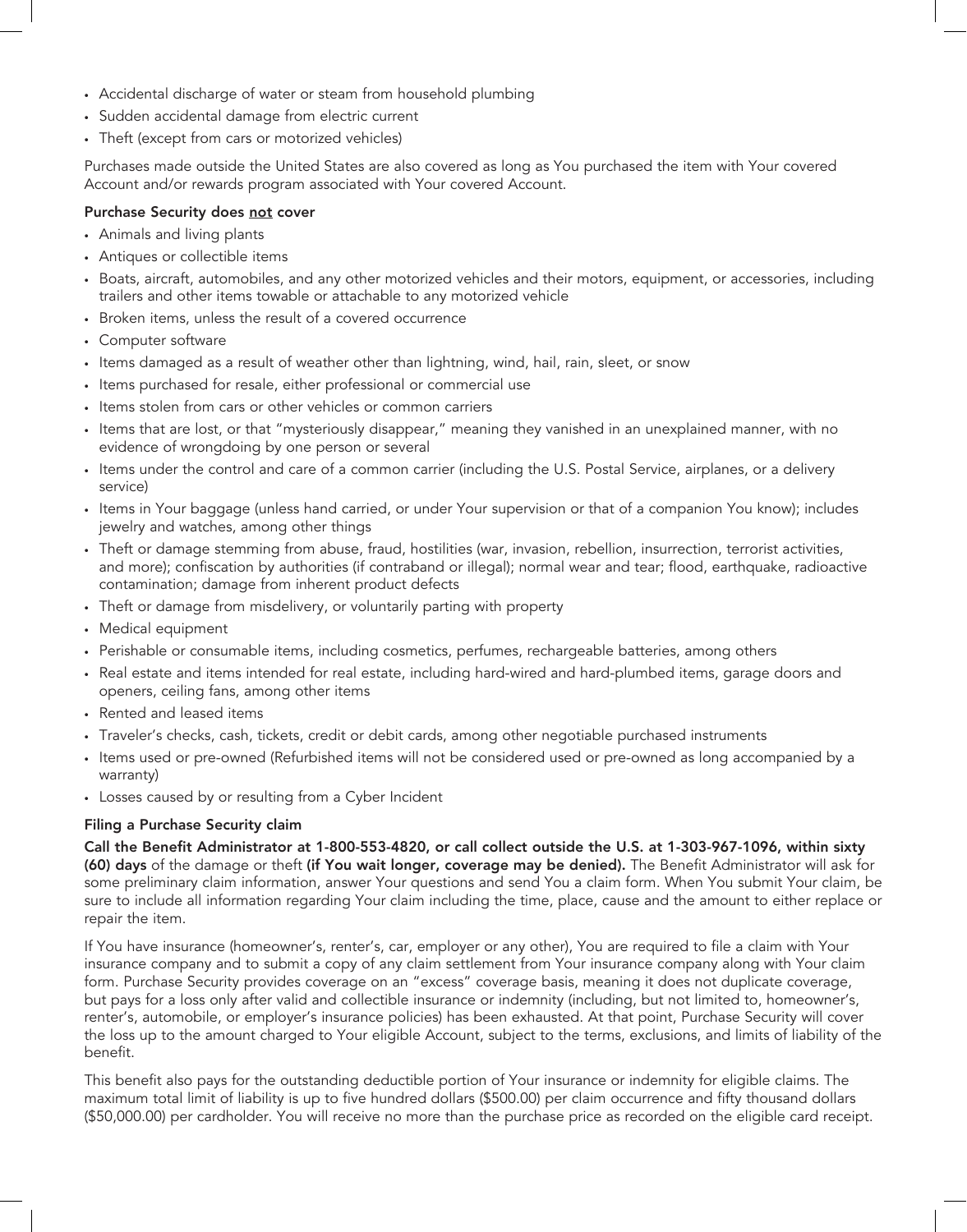- Accidental discharge of water or steam from household plumbing
- Sudden accidental damage from electric current
- Theft (except from cars or motorized vehicles)

Purchases made outside the United States are also covered as long as You purchased the item with Your covered Account and/or rewards program associated with Your covered Account.

**Purchase Security does not cover**

- Animals and living plants
- Antiques or collectible items
- Boats, aircraft, automobiles, and any other motorized vehicles and their motors, equipment, or accessories, including trailers and other items towable or attachable to any motorized vehicle
- Broken items, unless the result of a covered occurrence
- Computer software
- Items damaged as a result of weather other than lightning, wind, hail, rain, sleet, or snow
- Items purchased for resale, either professional or commercial use
- Items stolen from cars or other vehicles or common carriers
- Items that are lost, or that "mysteriously disappear," meaning they vanished in an unexplained manner, with no evidence of wrongdoing by one person or several
- Items under the control and care of a common carrier (including the U.S. Postal Service, airplanes, or a delivery service)
- Items in Your baggage (unless hand carried, or under Your supervision or that of a companion You know); includes jewelry and watches, among other things
- Theft or damage stemming from abuse, fraud, hostilities (war, invasion, rebellion, insurrection, terrorist activities, and more); confiscation by authorities (if contraband or illegal); normal wear and tear; flood, earthquake, radioactive contamination; damage from inherent product defects
- Theft or damage from misdelivery, or voluntarily parting with property
- Medical equipment
- Perishable or consumable items, including cosmetics, perfumes, rechargeable batteries, among others
- Real estate and items intended for real estate, including hard-wired and hard-plumbed items, garage doors and openers, ceiling fans, among other items
- Rented and leased items
- Traveler's checks, cash, tickets, credit or debit cards, among other negotiable purchased instruments
- Items used or pre-owned (Refurbished items will not be considered used or pre-owned as long accompanied by a warranty)
- Losses caused by or resulting from a Cyber Incident

**Filing a Purchase Security claim**

**Call the Benefit Administrator at 1-800-553-4820, or call collect outside the U.S. at 1-303-967-1096, within sixty (60) days** of the damage or theft **(if You wait longer, coverage may be denied).** The Benefit Administrator will ask for some preliminary claim information, answer Your questions and send You a claim form. When You submit Your claim, be sure to include all information regarding Your claim including the time, place, cause and the amount to either replace or repair the item.

If You have insurance (homeowner's, renter's, car, employer or any other), You are required to file a claim with Your insurance company and to submit a copy of any claim settlement from Your insurance company along with Your claim form. Purchase Security provides coverage on an "excess" coverage basis, meaning it does not duplicate coverage, but pays for a loss only after valid and collectible insurance or indemnity (including, but not limited to, homeowner's, renter's, automobile, or employer's insurance policies) has been exhausted. At that point, Purchase Security will cover the loss up to the amount charged to Your eligible Account, subject to the terms, exclusions, and limits of liability of the benefit.

This benefit also pays for the outstanding deductible portion of Your insurance or indemnity for eligible claims. The maximum total limit of liability is up to five hundred dollars ($500.00) per claim occurrence and fifty thousand dollars ($50,000.00) per cardholder. You will receive no more than the purchase price as recorded on the eligible card receipt.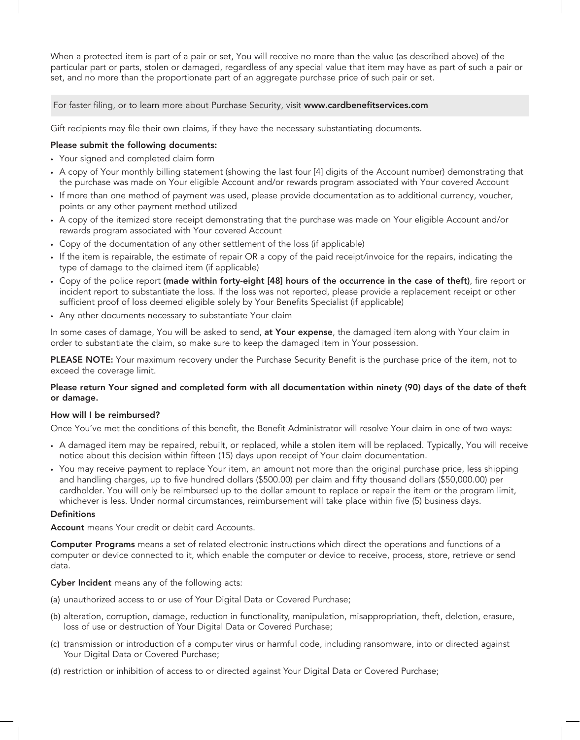When a protected item is part of a pair or set, You will receive no more than the value (as described above) of the particular part or parts, stolen or damaged, regardless of any special value that item may have as part of such a pair or set, and no more than the proportionate part of an aggregate purchase price of such pair or set.

For faster filing, or to learn more about Purchase Security, visit **www.cardbenefitservices.com**

Gift recipients may file their own claims, if they have the necessary substantiating documents.

**Please submit the following documents:**

- Your signed and completed claim form
- A copy of Your monthly billing statement (showing the last four [4] digits of the Account number) demonstrating that the purchase was made on Your eligible Account and/or rewards program associated with Your covered Account
- If more than one method of payment was used, please provide documentation as to additional currency, voucher, points or any other payment method utilized
- A copy of the itemized store receipt demonstrating that the purchase was made on Your eligible Account and/or rewards program associated with Your covered Account
- Copy of the documentation of any other settlement of the loss (if applicable)
- If the item is repairable, the estimate of repair OR a copy of the paid receipt/invoice for the repairs, indicating the type of damage to the claimed item (if applicable)
- Copy of the police report **(made within forty-eight [48] hours of the occurrence in the case of theft)**, fire report or incident report to substantiate the loss. If the loss was not reported, please provide a replacement receipt or other sufficient proof of loss deemed eligible solely by Your Benefits Specialist (if applicable)
- Any other documents necessary to substantiate Your claim

In some cases of damage, You will be asked to send, **at Your expense**, the damaged item along with Your claim in order to substantiate the claim, so make sure to keep the damaged item in Your possession.

**PLEASE NOTE:** Your maximum recovery under the Purchase Security Benefit is the purchase price of the item, not to exceed the coverage limit.

**Please return Your signed and completed form with all documentation within ninety (90) days of the date of theft or damage.**

**How will I be reimbursed?**

Once You've met the conditions of this benefit, the Benefit Administrator will resolve Your claim in one of two ways:

- A damaged item may be repaired, rebuilt, or replaced, while a stolen item will be replaced. Typically, You will receive notice about this decision within fifteen (15) days upon receipt of Your claim documentation.
- You may receive payment to replace Your item, an amount not more than the original purchase price, less shipping and handling charges, up to five hundred dollars ($500.00) per claim and fifty thousand dollars ($50,000.00) per cardholder. You will only be reimbursed up to the dollar amount to replace or repair the item or the program limit, whichever is less. Under normal circumstances, reimbursement will take place within five (5) business days.

**Definitions**

**Account** means Your credit or debit card Accounts.

**Computer Programs** means a set of related electronic instructions which direct the operations and functions of a computer or device connected to it, which enable the computer or device to receive, process, store, retrieve or send data.

**Cyber Incident** means any of the following acts:

(a) unauthorized access to or use of Your Digital Data or Covered Purchase;

(b) alteration, corruption, damage, reduction in functionality, manipulation, misappropriation, theft, deletion, erasure, loss of use or destruction of Your Digital Data or Covered Purchase;

(c) transmission or introduction of a computer virus or harmful code, including ransomware, into or directed against Your Digital Data or Covered Purchase;

(d) restriction or inhibition of access to or directed against Your Digital Data or Covered Purchase;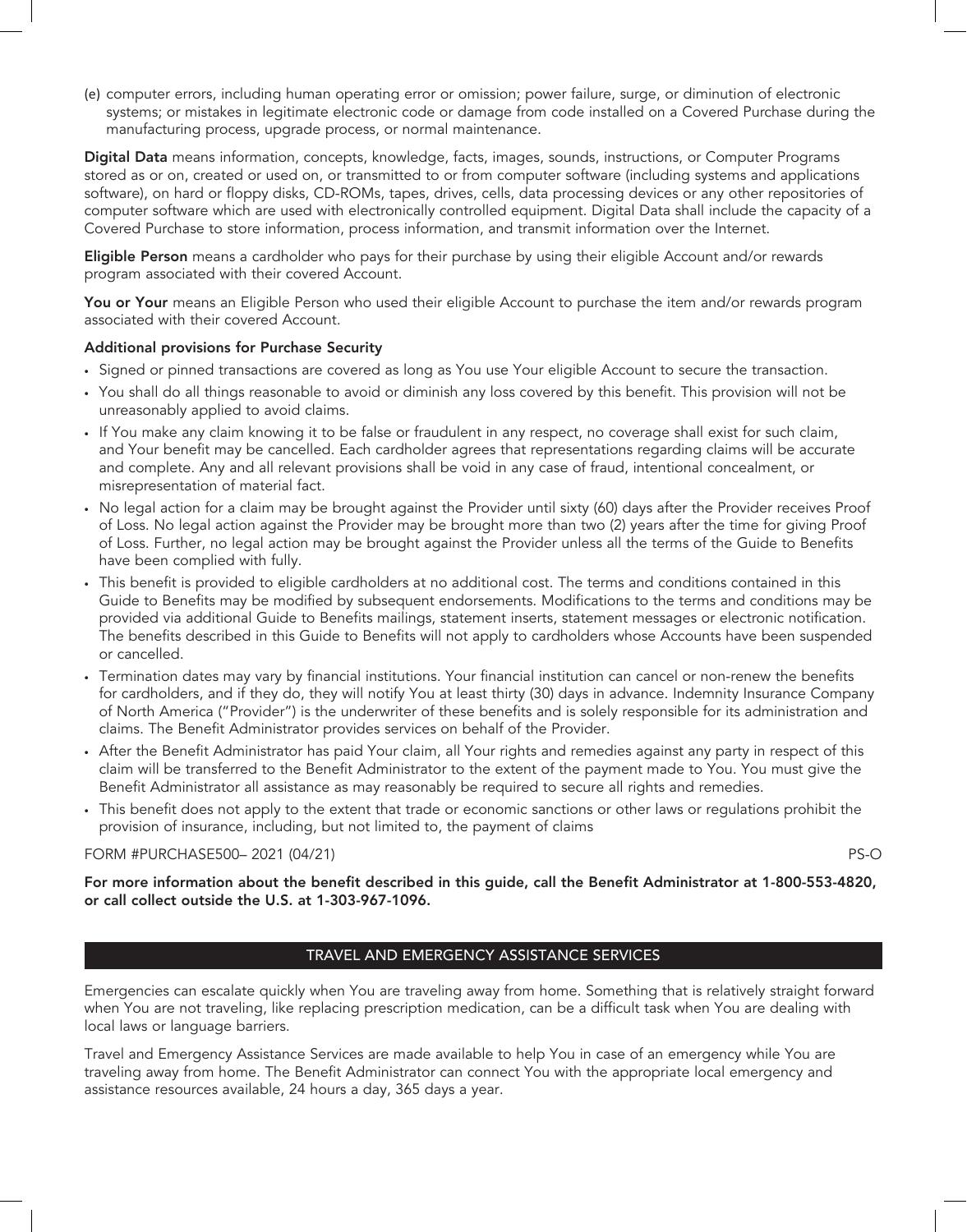(e) computer errors, including human operating error or omission; power failure, surge, or diminution of electronic systems; or mistakes in legitimate electronic code or damage from code installed on a Covered Purchase during the manufacturing process, upgrade process, or normal maintenance.

**Digital Data** means information, concepts, knowledge, facts, images, sounds, instructions, or Computer Programs stored as or on, created or used on, or transmitted to or from computer software (including systems and applications software), on hard or floppy disks, CD-ROMs, tapes, drives, cells, data processing devices or any other repositories of computer software which are used with electronically controlled equipment. Digital Data shall include the capacity of a Covered Purchase to store information, process information, and transmit information over the Internet.

**Eligible Person** means a cardholder who pays for their purchase by using their eligible Account and/or rewards program associated with their covered Account.

**You or Your** means an Eligible Person who used their eligible Account to purchase the item and/or rewards program associated with their covered Account.

**Additional provisions for Purchase Security**

- Signed or pinned transactions are covered as long as You use Your eligible Account to secure the transaction.
- You shall do all things reasonable to avoid or diminish any loss covered by this benefit. This provision will not be unreasonably applied to avoid claims.
- If You make any claim knowing it to be false or fraudulent in any respect, no coverage shall exist for such claim, and Your benefit may be cancelled. Each cardholder agrees that representations regarding claims will be accurate and complete. Any and all relevant provisions shall be void in any case of fraud, intentional concealment, or misrepresentation of material fact.
- No legal action for a claim may be brought against the Provider until sixty (60) days after the Provider receives Proof of Loss. No legal action against the Provider may be brought more than two (2) years after the time for giving Proof of Loss. Further, no legal action may be brought against the Provider unless all the terms of the Guide to Benefits have been complied with fully.
- This benefit is provided to eligible cardholders at no additional cost. The terms and conditions contained in this Guide to Benefits may be modified by subsequent endorsements. Modifications to the terms and conditions may be provided via additional Guide to Benefits mailings, statement inserts, statement messages or electronic notification. The benefits described in this Guide to Benefits will not apply to cardholders whose Accounts have been suspended or cancelled.
- Termination dates may vary by financial institutions. Your financial institution can cancel or non-renew the benefits for cardholders, and if they do, they will notify You at least thirty (30) days in advance. Indemnity Insurance Company of North America ("Provider") is the underwriter of these benefits and is solely responsible for its administration and claims. The Benefit Administrator provides services on behalf of the Provider.
- After the Benefit Administrator has paid Your claim, all Your rights and remedies against any party in respect of this claim will be transferred to the Benefit Administrator to the extent of the payment made to You. You must give the Benefit Administrator all assistance as may reasonably be required to secure all rights and remedies.
- This benefit does not apply to the extent that trade or economic sanctions or other laws or regulations prohibit the provision of insurance, including, but not limited to, the payment of claims

FORM #PURCHASE500– 2021 (04/21) PS-O

**For more information about the benefit described in this guide, call the Benefit Administrator at 1-800-553-4820, or call collect outside the U.S. at 1-303-967-1096.**

## TRAVEL AND EMERGENCY ASSISTANCE SERVICES

Emergencies can escalate quickly when You are traveling away from home. Something that is relatively straight forward when You are not traveling, like replacing prescription medication, can be a difficult task when You are dealing with local laws or language barriers.

Travel and Emergency Assistance Services are made available to help You in case of an emergency while You are traveling away from home. The Benefit Administrator can connect You with the appropriate local emergency and assistance resources available, 24 hours a day, 365 days a year.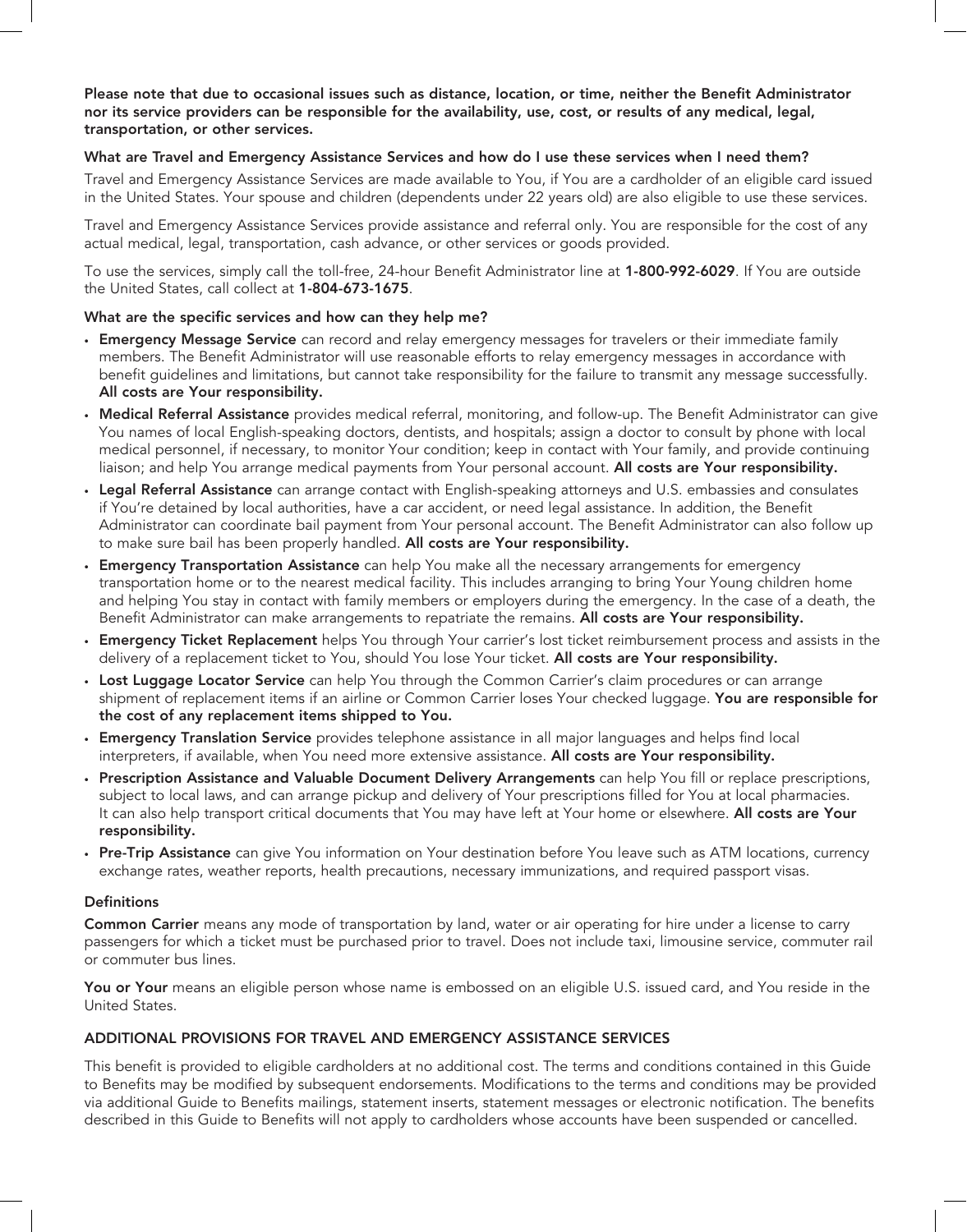**Please note that due to occasional issues such as distance, location, or time, neither the Benefit Administrator nor its service providers can be responsible for the availability, use, cost, or results of any medical, legal, transportation, or other services.**

**What are Travel and Emergency Assistance Services and how do I use these services when I need them?**

Travel and Emergency Assistance Services are made available to You, if You are a cardholder of an eligible card issued in the United States. Your spouse and children (dependents under 22 years old) are also eligible to use these services.

Travel and Emergency Assistance Services provide assistance and referral only. You are responsible for the cost of any actual medical, legal, transportation, cash advance, or other services or goods provided.

To use the services, simply call the toll-free, 24-hour Benefit Administrator line at **1-800-992-6029**. If You are outside the United States, call collect at **1-804-673-1675**.

**What are the specific services and how can they help me?**

- **Emergency Message Service** can record and relay emergency messages for travelers or their immediate family members. The Benefit Administrator will use reasonable efforts to relay emergency messages in accordance with benefit guidelines and limitations, but cannot take responsibility for the failure to transmit any message successfully. **All costs are Your responsibility.**
- **Medical Referral Assistance** provides medical referral, monitoring, and follow-up. The Benefit Administrator can give You names of local English-speaking doctors, dentists, and hospitals; assign a doctor to consult by phone with local medical personnel, if necessary, to monitor Your condition; keep in contact with Your family, and provide continuing liaison; and help You arrange medical payments from Your personal account. **All costs are Your responsibility.**
- **Legal Referral Assistance** can arrange contact with English-speaking attorneys and U.S. embassies and consulates if You're detained by local authorities, have a car accident, or need legal assistance. In addition, the Benefit Administrator can coordinate bail payment from Your personal account. The Benefit Administrator can also follow up to make sure bail has been properly handled. **All costs are Your responsibility.**
- **Emergency Transportation Assistance** can help You make all the necessary arrangements for emergency transportation home or to the nearest medical facility. This includes arranging to bring Your Young children home and helping You stay in contact with family members or employers during the emergency. In the case of a death, the Benefit Administrator can make arrangements to repatriate the remains. **All costs are Your responsibility.**
- **Emergency Ticket Replacement** helps You through Your carrier's lost ticket reimbursement process and assists in the delivery of a replacement ticket to You, should You lose Your ticket. **All costs are Your responsibility.**
- **Lost Luggage Locator Service** can help You through the Common Carrier's claim procedures or can arrange shipment of replacement items if an airline or Common Carrier loses Your checked luggage. **You are responsible for the cost of any replacement items shipped to You.**
- **Emergency Translation Service** provides telephone assistance in all major languages and helps find local interpreters, if available, when You need more extensive assistance. **All costs are Your responsibility.**
- **Prescription Assistance and Valuable Document Delivery Arrangements** can help You fill or replace prescriptions, subject to local laws, and can arrange pickup and delivery of Your prescriptions filled for You at local pharmacies. It can also help transport critical documents that You may have left at Your home or elsewhere. **All costs are Your responsibility.**
- **Pre-Trip Assistance** can give You information on Your destination before You leave such as ATM locations, currency exchange rates, weather reports, health precautions, necessary immunizations, and required passport visas.

**Definitions**

**Common Carrier** means any mode of transportation by land, water or air operating for hire under a license to carry passengers for which a ticket must be purchased prior to travel. Does not include taxi, limousine service, commuter rail or commuter bus lines.

**You or Your** means an eligible person whose name is embossed on an eligible U.S. issued card, and You reside in the United States.

**ADDITIONAL PROVISIONS FOR TRAVEL AND EMERGENCY ASSISTANCE SERVICES**

This benefit is provided to eligible cardholders at no additional cost. The terms and conditions contained in this Guide to Benefits may be modified by subsequent endorsements. Modifications to the terms and conditions may be provided via additional Guide to Benefits mailings, statement inserts, statement messages or electronic notification. The benefits described in this Guide to Benefits will not apply to cardholders whose accounts have been suspended or cancelled.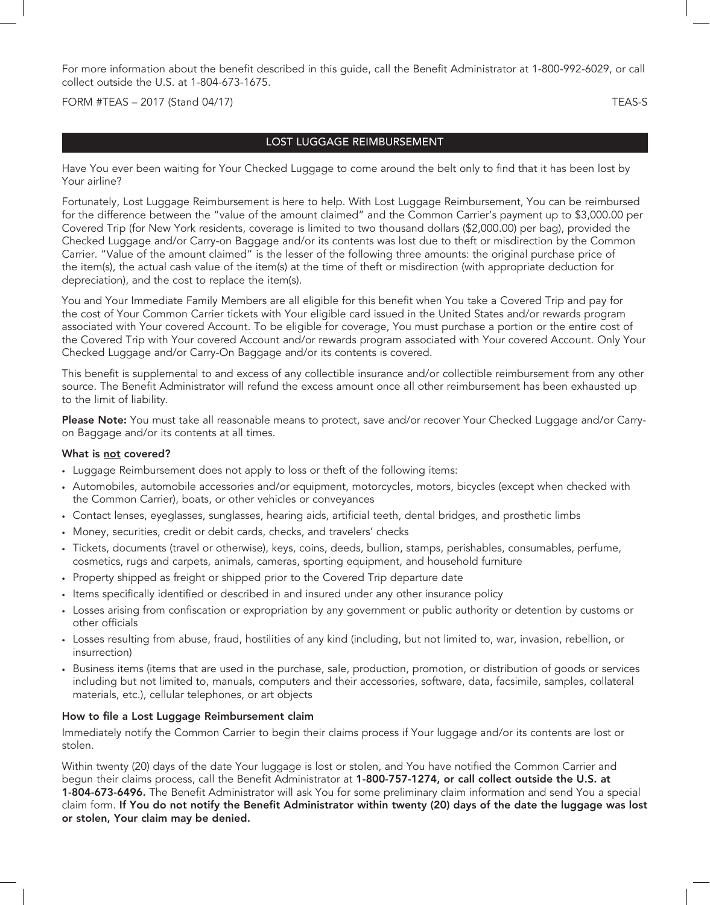For more information about the benefit described in this guide, call the Benefit Administrator at 1-800-992-6029, or call collect outside the U.S. at 1-804-673-1675.

FORM #TEAS – 2017 (Stand 04/17) TEAS-S

## LOST LUGGAGE REIMBURSEMENT

Have You ever been waiting for Your Checked Luggage to come around the belt only to find that it has been lost by Your airline?

Fortunately, Lost Luggage Reimbursement is here to help. With Lost Luggage Reimbursement, You can be reimbursed for the difference between the "value of the amount claimed" and the Common Carrier's payment up to $3,000.00 per Covered Trip (for New York residents, coverage is limited to two thousand dollars ($2,000.00) per bag), provided the Checked Luggage and/or Carry-on Baggage and/or its contents was lost due to theft or misdirection by the Common Carrier. "Value of the amount claimed" is the lesser of the following three amounts: the original purchase price of the item(s), the actual cash value of the item(s) at the time of theft or misdirection (with appropriate deduction for depreciation), and the cost to replace the item(s).

You and Your Immediate Family Members are all eligible for this benefit when You take a Covered Trip and pay for the cost of Your Common Carrier tickets with Your eligible card issued in the United States and/or rewards program associated with Your covered Account. To be eligible for coverage, You must purchase a portion or the entire cost of the Covered Trip with Your covered Account and/or rewards program associated with Your covered Account. Only Your Checked Luggage and/or Carry-On Baggage and/or its contents is covered.

This benefit is supplemental to and excess of any collectible insurance and/or collectible reimbursement from any other source. The Benefit Administrator will refund the excess amount once all other reimbursement has been exhausted up to the limit of liability.

**Please Note:** You must take all reasonable means to protect, save and/or recover Your Checked Luggage and/or Carry-on Baggage and/or its contents at all times.

### What is not covered?

- Luggage Reimbursement does not apply to loss or theft of the following items:
- Automobiles, automobile accessories and/or equipment, motorcycles, motors, bicycles (except when checked with the Common Carrier), boats, or other vehicles or conveyances
- Contact lenses, eyeglasses, sunglasses, hearing aids, artificial teeth, dental bridges, and prosthetic limbs
- Money, securities, credit or debit cards, checks, and travelers' checks
- Tickets, documents (travel or otherwise), keys, coins, deeds, bullion, stamps, perishables, consumables, perfume, cosmetics, rugs and carpets, animals, cameras, sporting equipment, and household furniture
- Property shipped as freight or shipped prior to the Covered Trip departure date
- Items specifically identified or described in and insured under any other insurance policy
- Losses arising from confiscation or expropriation by any government or public authority or detention by customs or other officials
- Losses resulting from abuse, fraud, hostilities of any kind (including, but not limited to, war, invasion, rebellion, or insurrection)
- Business items (items that are used in the purchase, sale, production, promotion, or distribution of goods or services including but not limited to, manuals, computers and their accessories, software, data, facsimile, samples, collateral materials, etc.), cellular telephones, or art objects

### How to file a Lost Luggage Reimbursement claim

Immediately notify the Common Carrier to begin their claims process if Your luggage and/or its contents are lost or stolen.

Within twenty (20) days of the date Your luggage is lost or stolen, and You have notified the Common Carrier and begun their claims process, call the Benefit Administrator at **1-800-757-1274, or call collect outside the U.S. at 1-804-673-6496.** The Benefit Administrator will ask You for some preliminary claim information and send You a special claim form. **If You do not notify the Benefit Administrator within twenty (20) days of the date the luggage was lost or stolen, Your claim may be denied.**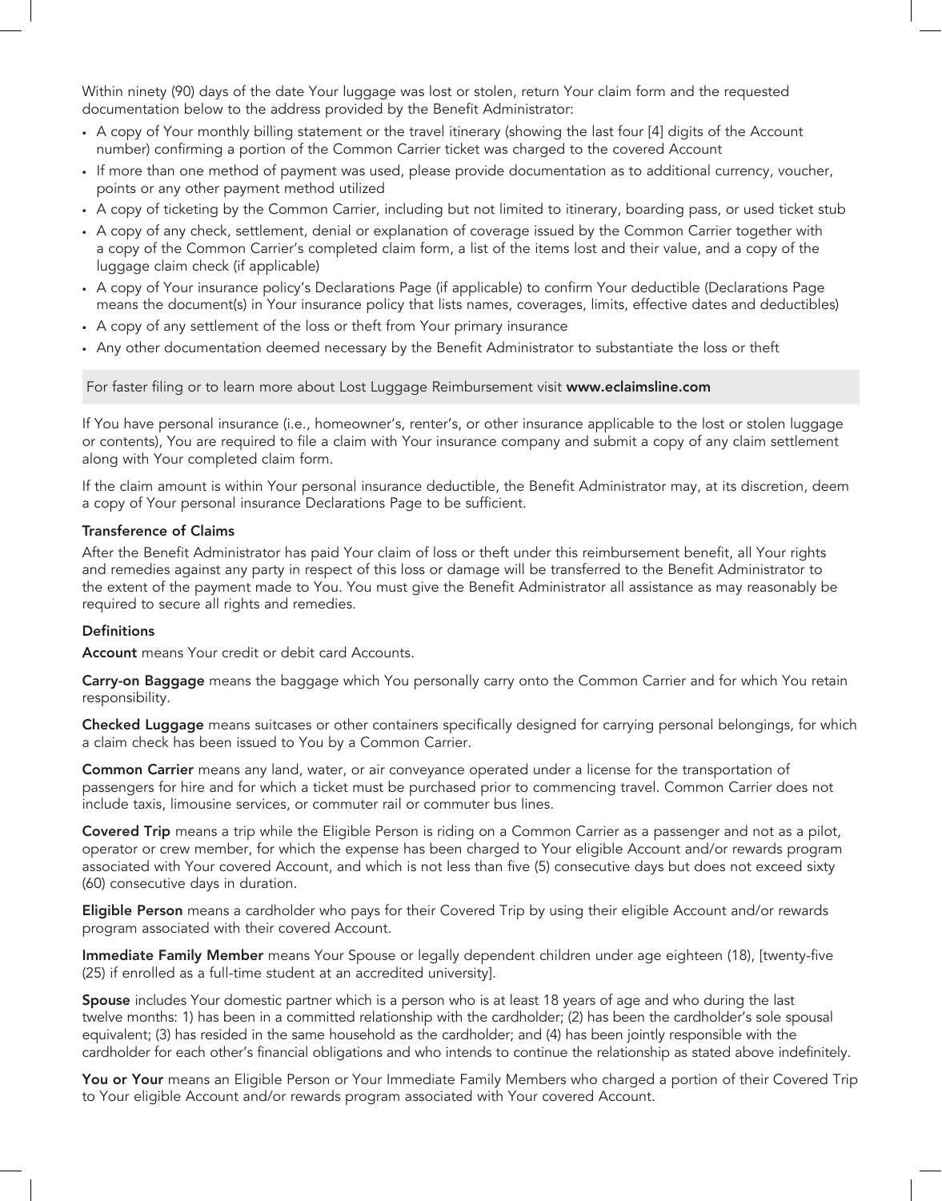Within ninety (90) days of the date Your luggage was lost or stolen, return Your claim form and the requested documentation below to the address provided by the Benefit Administrator:

- A copy of Your monthly billing statement or the travel itinerary (showing the last four [4] digits of the Account number) confirming a portion of the Common Carrier ticket was charged to the covered Account
- If more than one method of payment was used, please provide documentation as to additional currency, voucher, points or any other payment method utilized
- A copy of ticketing by the Common Carrier, including but not limited to itinerary, boarding pass, or used ticket stub
- A copy of any check, settlement, denial or explanation of coverage issued by the Common Carrier together with a copy of the Common Carrier's completed claim form, a list of the items lost and their value, and a copy of the luggage claim check (if applicable)
- A copy of Your insurance policy's Declarations Page (if applicable) to confirm Your deductible (Declarations Page means the document(s) in Your insurance policy that lists names, coverages, limits, effective dates and deductibles)
- A copy of any settlement of the loss or theft from Your primary insurance
- Any other documentation deemed necessary by the Benefit Administrator to substantiate the loss or theft

For faster filing or to learn more about Lost Luggage Reimbursement visit **www.eclaimsline.com**

If You have personal insurance (i.e., homeowner's, renter's, or other insurance applicable to the lost or stolen luggage or contents), You are required to file a claim with Your insurance company and submit a copy of any claim settlement along with Your completed claim form.

If the claim amount is within Your personal insurance deductible, the Benefit Administrator may, at its discretion, deem a copy of Your personal insurance Declarations Page to be sufficient.

### Transference of Claims

After the Benefit Administrator has paid Your claim of loss or theft under this reimbursement benefit, all Your rights and remedies against any party in respect of this loss or damage will be transferred to the Benefit Administrator to the extent of the payment made to You. You must give the Benefit Administrator all assistance as may reasonably be required to secure all rights and remedies.

### Definitions

**Account** means Your credit or debit card Accounts.

**Carry-on Baggage** means the baggage which You personally carry onto the Common Carrier and for which You retain responsibility.

**Checked Luggage** means suitcases or other containers specifically designed for carrying personal belongings, for which a claim check has been issued to You by a Common Carrier.

**Common Carrier** means any land, water, or air conveyance operated under a license for the transportation of passengers for hire and for which a ticket must be purchased prior to commencing travel. Common Carrier does not include taxis, limousine services, or commuter rail or commuter bus lines.

**Covered Trip** means a trip while the Eligible Person is riding on a Common Carrier as a passenger and not as a pilot, operator or crew member, for which the expense has been charged to Your eligible Account and/or rewards program associated with Your covered Account, and which is not less than five (5) consecutive days but does not exceed sixty (60) consecutive days in duration.

**Eligible Person** means a cardholder who pays for their Covered Trip by using their eligible Account and/or rewards program associated with their covered Account.

**Immediate Family Member** means Your Spouse or legally dependent children under age eighteen (18), [twenty-five (25) if enrolled as a full-time student at an accredited university].

**Spouse** includes Your domestic partner which is a person who is at least 18 years of age and who during the last twelve months: 1) has been in a committed relationship with the cardholder; (2) has been the cardholder's sole spousal equivalent; (3) has resided in the same household as the cardholder; and (4) has been jointly responsible with the cardholder for each other's financial obligations and who intends to continue the relationship as stated above indefinitely.

**You or Your** means an Eligible Person or Your Immediate Family Members who charged a portion of their Covered Trip to Your eligible Account and/or rewards program associated with Your covered Account.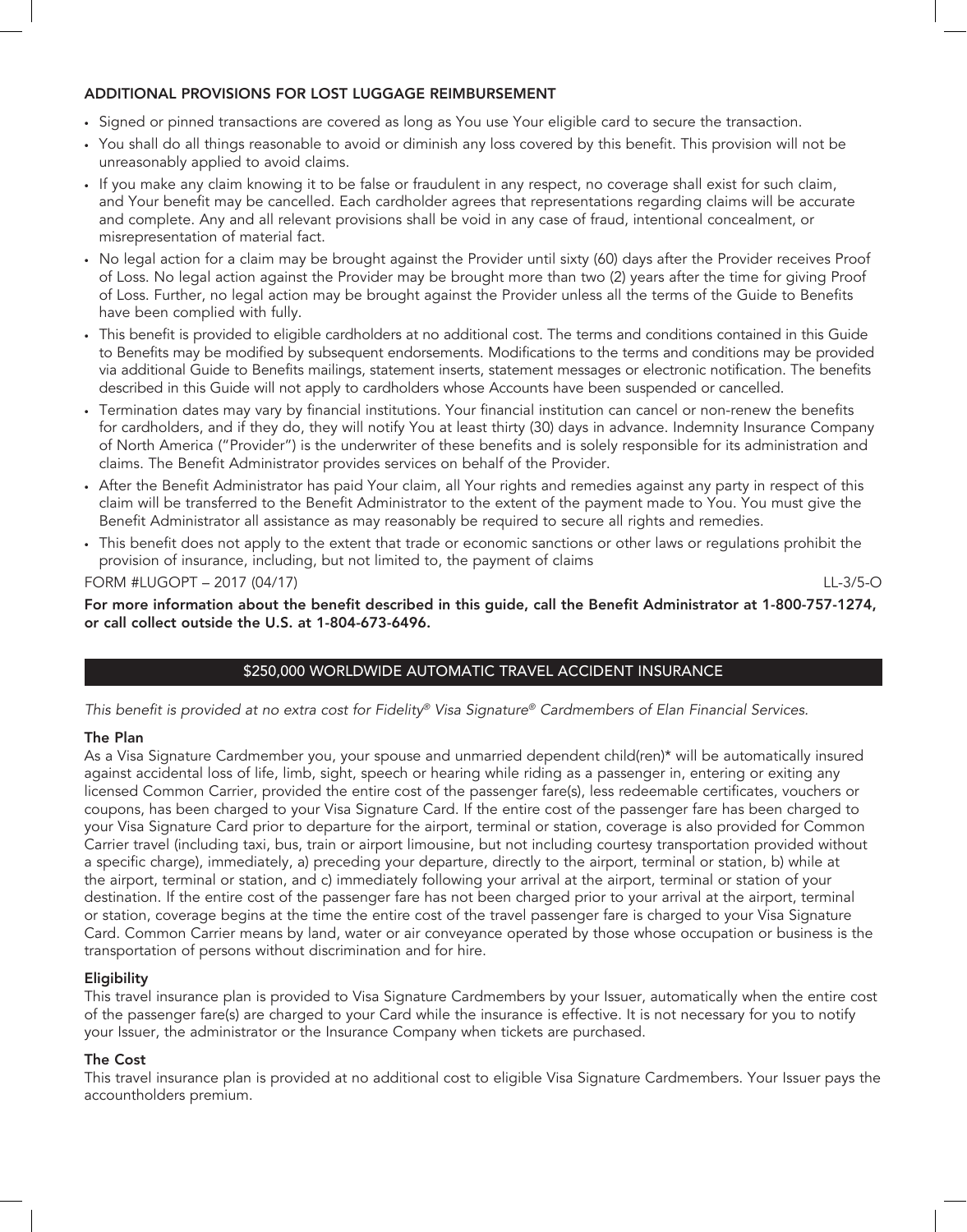### ADDITIONAL PROVISIONS FOR LOST LUGGAGE REIMBURSEMENT

- Signed or pinned transactions are covered as long as You use Your eligible card to secure the transaction.
- You shall do all things reasonable to avoid or diminish any loss covered by this benefit. This provision will not be unreasonably applied to avoid claims.
- If you make any claim knowing it to be false or fraudulent in any respect, no coverage shall exist for such claim, and Your benefit may be cancelled. Each cardholder agrees that representations regarding claims will be accurate and complete. Any and all relevant provisions shall be void in any case of fraud, intentional concealment, or misrepresentation of material fact.
- No legal action for a claim may be brought against the Provider until sixty (60) days after the Provider receives Proof of Loss. No legal action against the Provider may be brought more than two (2) years after the time for giving Proof of Loss. Further, no legal action may be brought against the Provider unless all the terms of the Guide to Benefits have been complied with fully.
- This benefit is provided to eligible cardholders at no additional cost. The terms and conditions contained in this Guide to Benefits may be modified by subsequent endorsements. Modifications to the terms and conditions may be provided via additional Guide to Benefits mailings, statement inserts, statement messages or electronic notification. The benefits described in this Guide will not apply to cardholders whose Accounts have been suspended or cancelled.
- Termination dates may vary by financial institutions. Your financial institution can cancel or non-renew the benefits for cardholders, and if they do, they will notify You at least thirty (30) days in advance. Indemnity Insurance Company of North America ("Provider") is the underwriter of these benefits and is solely responsible for its administration and claims. The Benefit Administrator provides services on behalf of the Provider.
- After the Benefit Administrator has paid Your claim, all Your rights and remedies against any party in respect of this claim will be transferred to the Benefit Administrator to the extent of the payment made to You. You must give the Benefit Administrator all assistance as may reasonably be required to secure all rights and remedies.
- This benefit does not apply to the extent that trade or economic sanctions or other laws or regulations prohibit the provision of insurance, including, but not limited to, the payment of claims

FORM #LUGOPT – 2017 (04/17) LL-3/5-O

**For more information about the benefit described in this guide, call the Benefit Administrator at 1-800-757-1274, or call collect outside the U.S. at 1-804-673-6496.**

## $250,000 WORLDWIDE AUTOMATIC TRAVEL ACCIDENT INSURANCE

*This benefit is provided at no extra cost for Fidelity® Visa Signature® Cardmembers of Elan Financial Services.*

**The Plan**

As a Visa Signature Cardmember you, your spouse and unmarried dependent child(ren)* will be automatically insured against accidental loss of life, limb, sight, speech or hearing while riding as a passenger in, entering or exiting any licensed Common Carrier, provided the entire cost of the passenger fare(s), less redeemable certificates, vouchers or coupons, has been charged to your Visa Signature Card. If the entire cost of the passenger fare has been charged to your Visa Signature Card prior to departure for the airport, terminal or station, coverage is also provided for Common Carrier travel (including taxi, bus, train or airport limousine, but not including courtesy transportation provided without a specific charge), immediately, a) preceding your departure, directly to the airport, terminal or station, b) while at the airport, terminal or station, and c) immediately following your arrival at the airport, terminal or station of your destination. If the entire cost of the passenger fare has not been charged prior to your arrival at the airport, terminal or station, coverage begins at the time the entire cost of the travel passenger fare is charged to your Visa Signature Card. Common Carrier means by land, water or air conveyance operated by those whose occupation or business is the transportation of persons without discrimination and for hire.

**Eligibility**

This travel insurance plan is provided to Visa Signature Cardmembers by your Issuer, automatically when the entire cost of the passenger fare(s) are charged to your Card while the insurance is effective. It is not necessary for you to notify your Issuer, the administrator or the Insurance Company when tickets are purchased.

**The Cost**

This travel insurance plan is provided at no additional cost to eligible Visa Signature Cardmembers. Your Issuer pays the accountholders premium.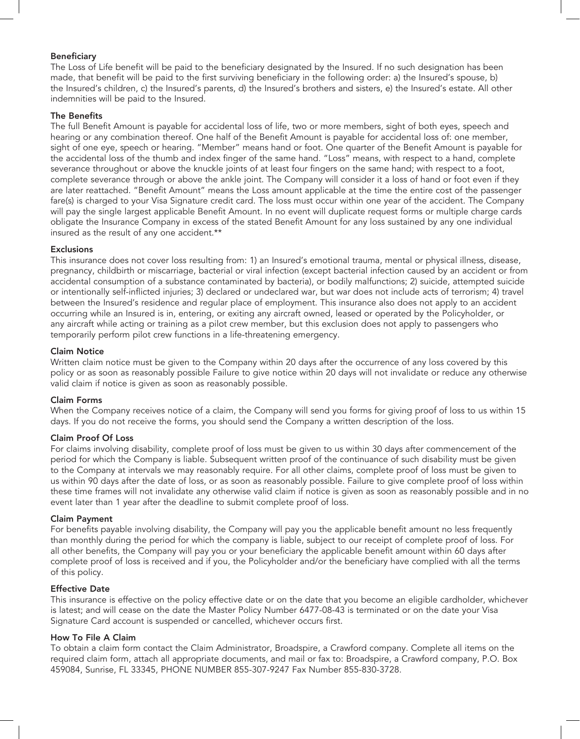### Beneficiary

The Loss of Life benefit will be paid to the beneficiary designated by the Insured. If no such designation has been made, that benefit will be paid to the first surviving beneficiary in the following order: a) the Insured's spouse, b) the Insured's children, c) the Insured's parents, d) the Insured's brothers and sisters, e) the Insured's estate. All other indemnities will be paid to the Insured.

### The Benefits

The full Benefit Amount is payable for accidental loss of life, two or more members, sight of both eyes, speech and hearing or any combination thereof. One half of the Benefit Amount is payable for accidental loss of: one member, sight of one eye, speech or hearing. "Member" means hand or foot. One quarter of the Benefit Amount is payable for the accidental loss of the thumb and index finger of the same hand. "Loss" means, with respect to a hand, complete severance throughout or above the knuckle joints of at least four fingers on the same hand; with respect to a foot, complete severance through or above the ankle joint. The Company will consider it a loss of hand or foot even if they are later reattached. "Benefit Amount" means the Loss amount applicable at the time the entire cost of the passenger fare(s) is charged to your Visa Signature credit card. The loss must occur within one year of the accident. The Company will pay the single largest applicable Benefit Amount. In no event will duplicate request forms or multiple charge cards obligate the Insurance Company in excess of the stated Benefit Amount for any loss sustained by any one individual insured as the result of any one accident.**

### Exclusions

This insurance does not cover loss resulting from: 1) an Insured's emotional trauma, mental or physical illness, disease, pregnancy, childbirth or miscarriage, bacterial or viral infection (except bacterial infection caused by an accident or from accidental consumption of a substance contaminated by bacteria), or bodily malfunctions; 2) suicide, attempted suicide or intentionally self-inflicted injuries; 3) declared or undeclared war, but war does not include acts of terrorism; 4) travel between the Insured's residence and regular place of employment. This insurance also does not apply to an accident occurring while an Insured is in, entering, or exiting any aircraft owned, leased or operated by the Policyholder, or any aircraft while acting or training as a pilot crew member, but this exclusion does not apply to passengers who temporarily perform pilot crew functions in a life-threatening emergency.

### Claim Notice

Written claim notice must be given to the Company within 20 days after the occurrence of any loss covered by this policy or as soon as reasonably possible Failure to give notice within 20 days will not invalidate or reduce any otherwise valid claim if notice is given as soon as reasonably possible.

### Claim Forms

When the Company receives notice of a claim, the Company will send you forms for giving proof of loss to us within 15 days. If you do not receive the forms, you should send the Company a written description of the loss.

### Claim Proof Of Loss

For claims involving disability, complete proof of loss must be given to us within 30 days after commencement of the period for which the Company is liable. Subsequent written proof of the continuance of such disability must be given to the Company at intervals we may reasonably require. For all other claims, complete proof of loss must be given to us within 90 days after the date of loss, or as soon as reasonably possible. Failure to give complete proof of loss within these time frames will not invalidate any otherwise valid claim if notice is given as soon as reasonably possible and in no event later than 1 year after the deadline to submit complete proof of loss.

### Claim Payment

For benefits payable involving disability, the Company will pay you the applicable benefit amount no less frequently than monthly during the period for which the company is liable, subject to our receipt of complete proof of loss. For all other benefits, the Company will pay you or your beneficiary the applicable benefit amount within 60 days after complete proof of loss is received and if you, the Policyholder and/or the beneficiary have complied with all the terms of this policy.

### Effective Date

This insurance is effective on the policy effective date or on the date that you become an eligible cardholder, whichever is latest; and will cease on the date the Master Policy Number 6477-08-43 is terminated or on the date your Visa Signature Card account is suspended or cancelled, whichever occurs first.

### How To File A Claim

To obtain a claim form contact the Claim Administrator, Broadspire, a Crawford company. Complete all items on the required claim form, attach all appropriate documents, and mail or fax to: Broadspire, a Crawford company, P.O. Box 459084, Sunrise, FL 33345, PHONE NUMBER 855-307-9247 Fax Number 855-830-3728.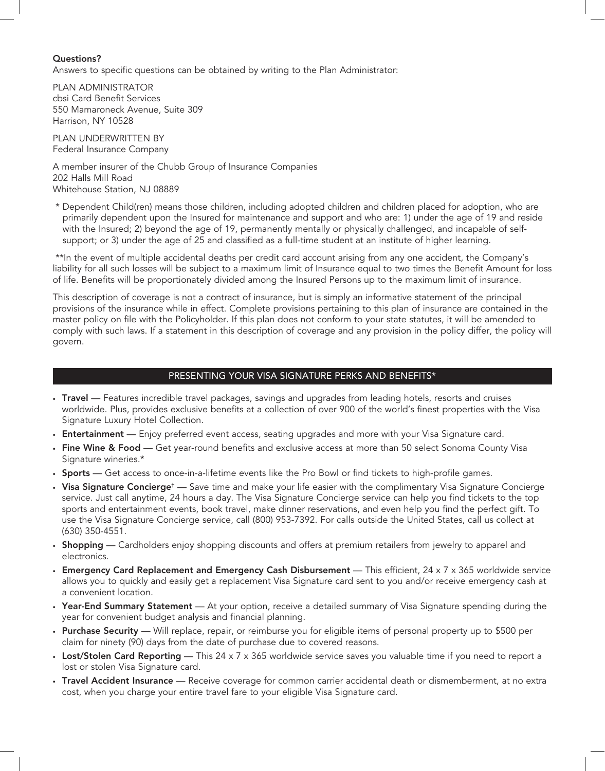**Questions?**
Answers to specific questions can be obtained by writing to the Plan Administrator:

PLAN ADMINISTRATOR
cbsi Card Benefit Services
550 Mamaroneck Avenue, Suite 309
Harrison, NY 10528

PLAN UNDERWRITTEN BY
Federal Insurance Company

A member insurer of the Chubb Group of Insurance Companies
202 Halls Mill Road
Whitehouse Station, NJ 08889

\* Dependent Child(ren) means those children, including adopted children and children placed for adoption, who are primarily dependent upon the Insured for maintenance and support and who are: 1) under the age of 19 and reside with the Insured; 2) beyond the age of 19, permanently mentally or physically challenged, and incapable of self-support; or 3) under the age of 25 and classified as a full-time student at an institute of higher learning.

\*\*In the event of multiple accidental deaths per credit card account arising from any one accident, the Company's liability for all such losses will be subject to a maximum limit of Insurance equal to two times the Benefit Amount for loss of life. Benefits will be proportionately divided among the Insured Persons up to the maximum limit of insurance.

This description of coverage is not a contract of insurance, but is simply an informative statement of the principal provisions of the insurance while in effect. Complete provisions pertaining to this plan of insurance are contained in the master policy on file with the Policyholder. If this plan does not conform to your state statutes, it will be amended to comply with such laws. If a statement in this description of coverage and any provision in the policy differ, the policy will govern.

## PRESENTING YOUR VISA SIGNATURE PERKS AND BENEFITS*

- **Travel** — Features incredible travel packages, savings and upgrades from leading hotels, resorts and cruises worldwide. Plus, provides exclusive benefits at a collection of over 900 of the world's finest properties with the Visa Signature Luxury Hotel Collection.
- **Entertainment** — Enjoy preferred event access, seating upgrades and more with your Visa Signature card.
- **Fine Wine & Food** — Get year-round benefits and exclusive access at more than 50 select Sonoma County Visa Signature wineries.*
- **Sports** — Get access to once-in-a-lifetime events like the Pro Bowl or find tickets to high-profile games.
- **Visa Signature Concierge†** — Save time and make your life easier with the complimentary Visa Signature Concierge service. Just call anytime, 24 hours a day. The Visa Signature Concierge service can help you find tickets to the top sports and entertainment events, book travel, make dinner reservations, and even help you find the perfect gift. To use the Visa Signature Concierge service, call (800) 953-7392. For calls outside the United States, call us collect at (630) 350-4551.
- **Shopping** — Cardholders enjoy shopping discounts and offers at premium retailers from jewelry to apparel and electronics.
- **Emergency Card Replacement and Emergency Cash Disbursement** — This efficient, 24 x 7 x 365 worldwide service allows you to quickly and easily get a replacement Visa Signature card sent to you and/or receive emergency cash at a convenient location.
- **Year-End Summary Statement** — At your option, receive a detailed summary of Visa Signature spending during the year for convenient budget analysis and financial planning.
- **Purchase Security** — Will replace, repair, or reimburse you for eligible items of personal property up to $500 per claim for ninety (90) days from the date of purchase due to covered reasons.
- **Lost/Stolen Card Reporting** — This 24 x 7 x 365 worldwide service saves you valuable time if you need to report a lost or stolen Visa Signature card.
- **Travel Accident Insurance** — Receive coverage for common carrier accidental death or dismemberment, at no extra cost, when you charge your entire travel fare to your eligible Visa Signature card.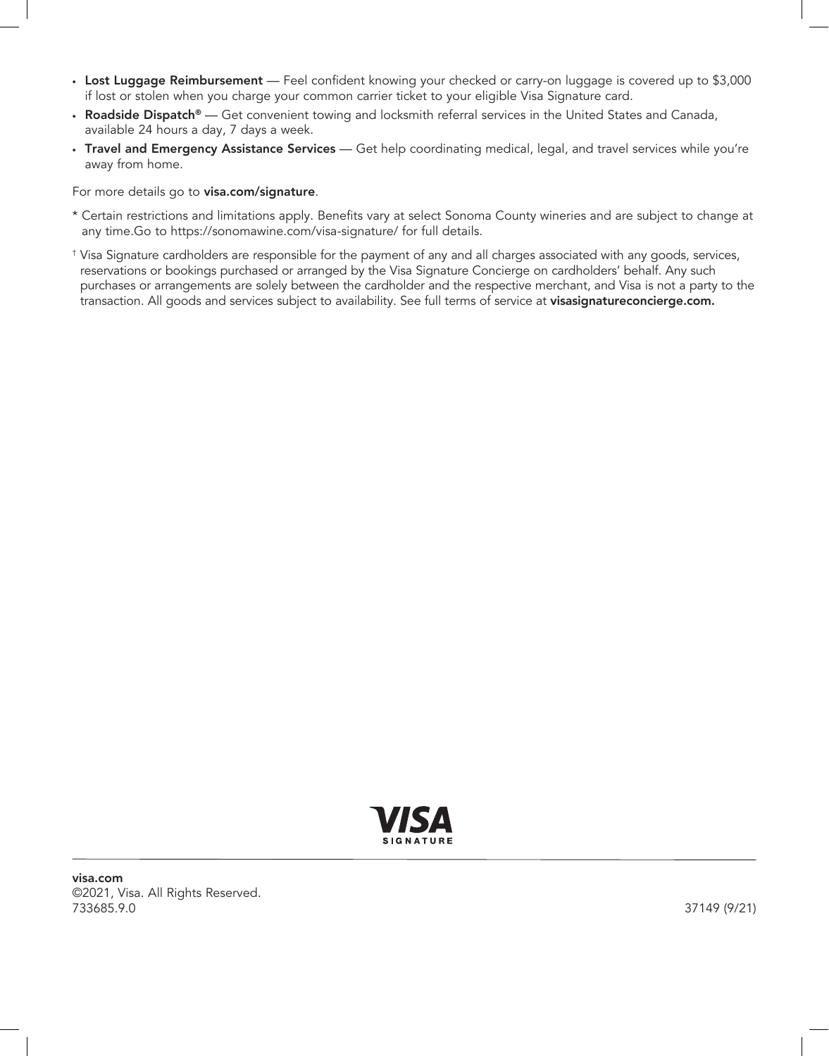- **Lost Luggage Reimbursement** — Feel confident knowing your checked or carry-on luggage is covered up to $3,000 if lost or stolen when you charge your common carrier ticket to your eligible Visa Signature card.
- **Roadside Dispatch®** — Get convenient towing and locksmith referral services in the United States and Canada, available 24 hours a day, 7 days a week.
- **Travel and Emergency Assistance Services** — Get help coordinating medical, legal, and travel services while you're away from home.

For more details go to **visa.com/signature**.

* Certain restrictions and limitations apply. Benefits vary at select Sonoma County wineries and are subject to change at any time.Go to https://sonomawine.com/visa-signature/ for full details.

† Visa Signature cardholders are responsible for the payment of any and all charges associated with any goods, services, reservations or bookings purchased or arranged by the Visa Signature Concierge on cardholders' behalf. Any such purchases or arrangements are solely between the cardholder and the respective merchant, and Visa is not a party to the transaction. All goods and services subject to availability. See full terms of service at **visasignatureconcierge.com.**

VISA SIGNATURE

**visa.com**
©2021, Visa. All Rights Reserved.
733685.9.0

37149 (9/21)